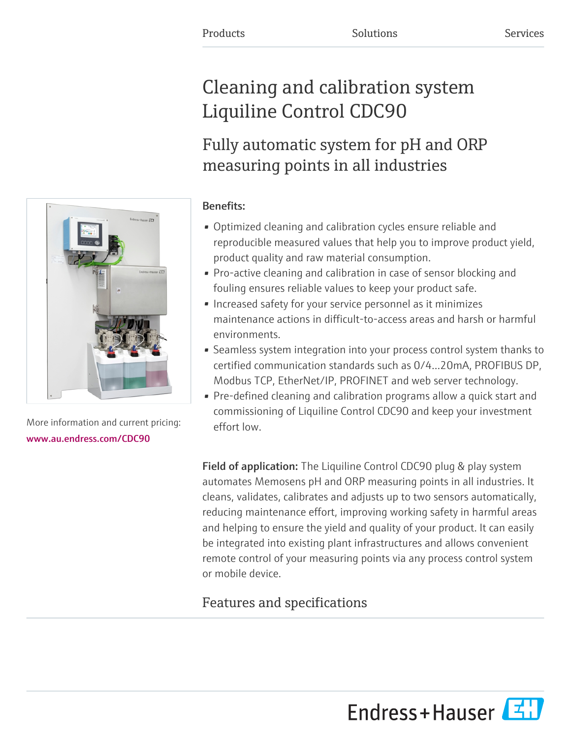Products Solutions Services

# Cleaning and calibration system Liquiline Control CDC90

## Fully automatic system for pH and ORP measuring points in all industries

More information and current pricing:
www.au.endress.com/CDC90

**Benefits:**

- Optimized cleaning and calibration cycles ensure reliable and reproducible measured values that help you to improve product yield, product quality and raw material consumption.
- Pro-active cleaning and calibration in case of sensor blocking and fouling ensures reliable values to keep your product safe.
- Increased safety for your service personnel as it minimizes maintenance actions in difficult-to-access areas and harsh or harmful environments.
- Seamless system integration into your process control system thanks to certified communication standards such as 0/4...20mA, PROFIBUS DP, Modbus TCP, EtherNet/IP, PROFINET and web server technology.
- Pre-defined cleaning and calibration programs allow a quick start and commissioning of Liquiline Control CDC90 and keep your investment effort low.

**Field of application:** The Liquiline Control CDC90 plug & play system automates Memosens pH and ORP measuring points in all industries. It cleans, validates, calibrates and adjusts up to two sensors automatically, reducing maintenance effort, improving working safety in harmful areas and helping to ensure the yield and quality of your product. It can easily be integrated into existing plant infrastructures and allows convenient remote control of your measuring points via any process control system or mobile device.

## Features and specifications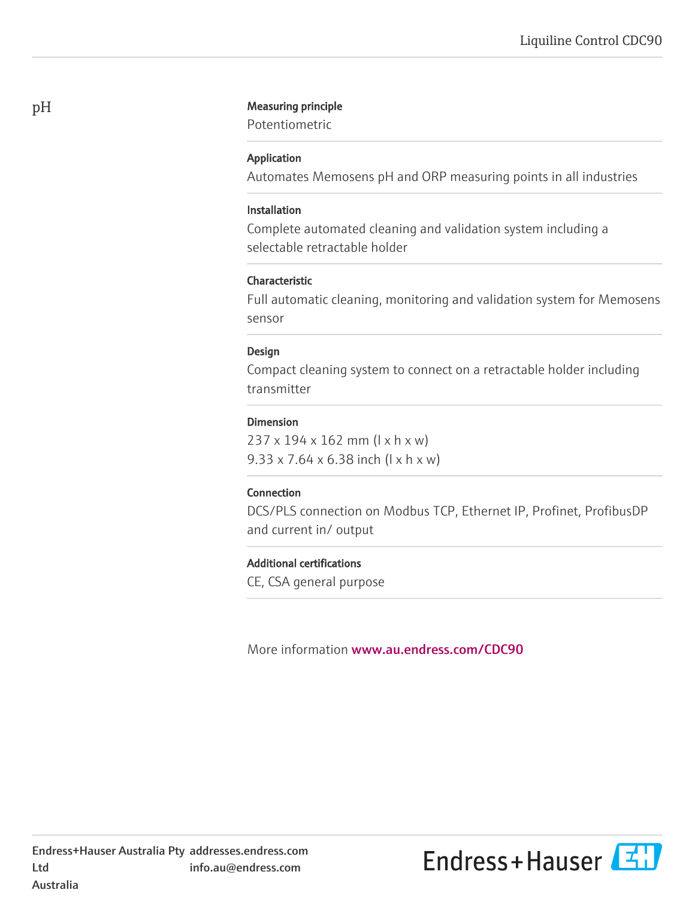## pH

**Measuring principle**
Potentiometric

**Application**
Automates Memosens pH and ORP measuring points in all industries

**Installation**
Complete automated cleaning and validation system including a selectable retractable holder

**Characteristic**
Full automatic cleaning, monitoring and validation system for Memosens sensor

**Design**
Compact cleaning system to connect on a retractable holder including transmitter

**Dimension**
237 x 194 x 162 mm (l x h x w)
9.33 x 7.64 x 6.38 inch (l x h x w)

**Connection**
DCS/PLS connection on Modbus TCP, Ethernet IP, Profinet, ProfibusDP and current in/ output

**Additional certifications**
CE, CSA general purpose

More information **www.au.endress.com/CDC90**

Endress+Hauser Australia Pty Ltd
Australia

addresses.endress.com
info.au@endress.com